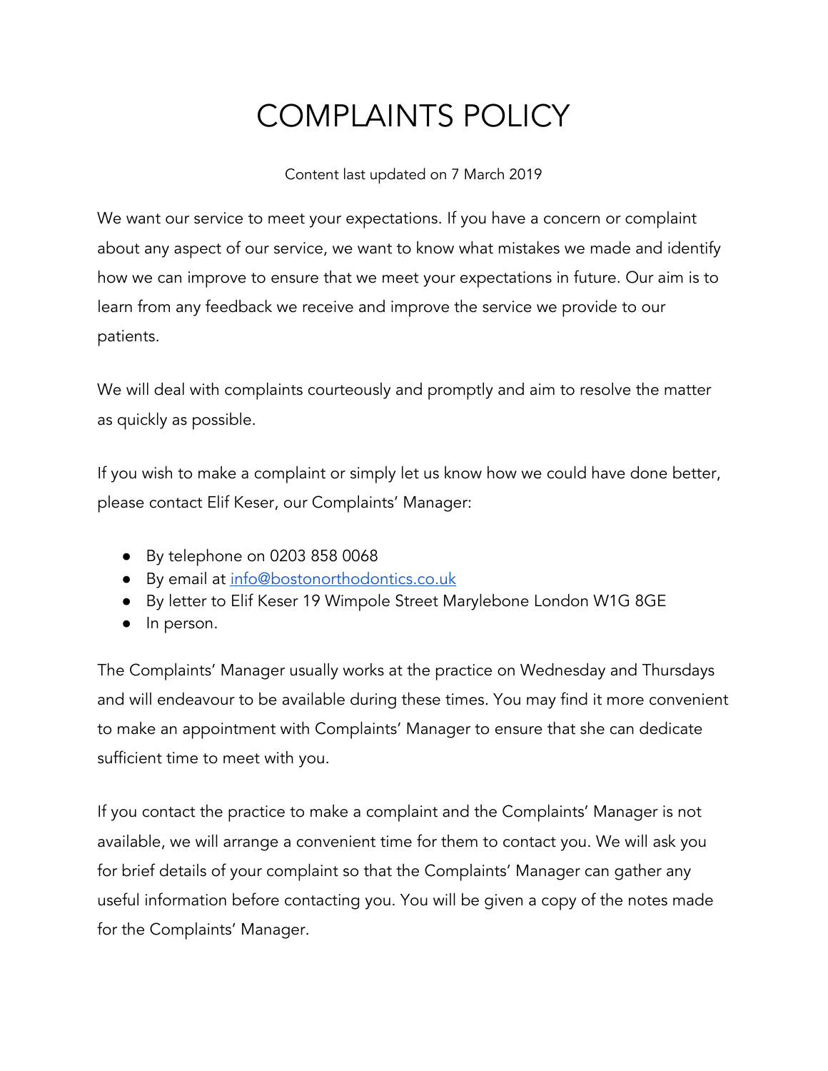# COMPLAINTS POLICY

Content last updated on 7 March 2019

We want our service to meet your expectations. If you have a concern or complaint about any aspect of our service, we want to know what mistakes we made and identify how we can improve to ensure that we meet your expectations in future. Our aim is to learn from any feedback we receive and improve the service we provide to our patients.

We will deal with complaints courteously and promptly and aim to resolve the matter as quickly as possible.

If you wish to make a complaint or simply let us know how we could have done better, please contact Elif Keser, our Complaints' Manager:

- By telephone on 0203 858 0068
- By email at info@bostonorthodontics.co.uk
- By letter to Elif Keser 19 Wimpole Street Marylebone London W1G 8GE
- In person.

The Complaints' Manager usually works at the practice on Wednesday and Thursdays and will endeavour to be available during these times. You may find it more convenient to make an appointment with Complaints' Manager to ensure that she can dedicate sufficient time to meet with you.

If you contact the practice to make a complaint and the Complaints' Manager is not available, we will arrange a convenient time for them to contact you. We will ask you for brief details of your complaint so that the Complaints' Manager can gather any useful information before contacting you. You will be given a copy of the notes made for the Complaints' Manager.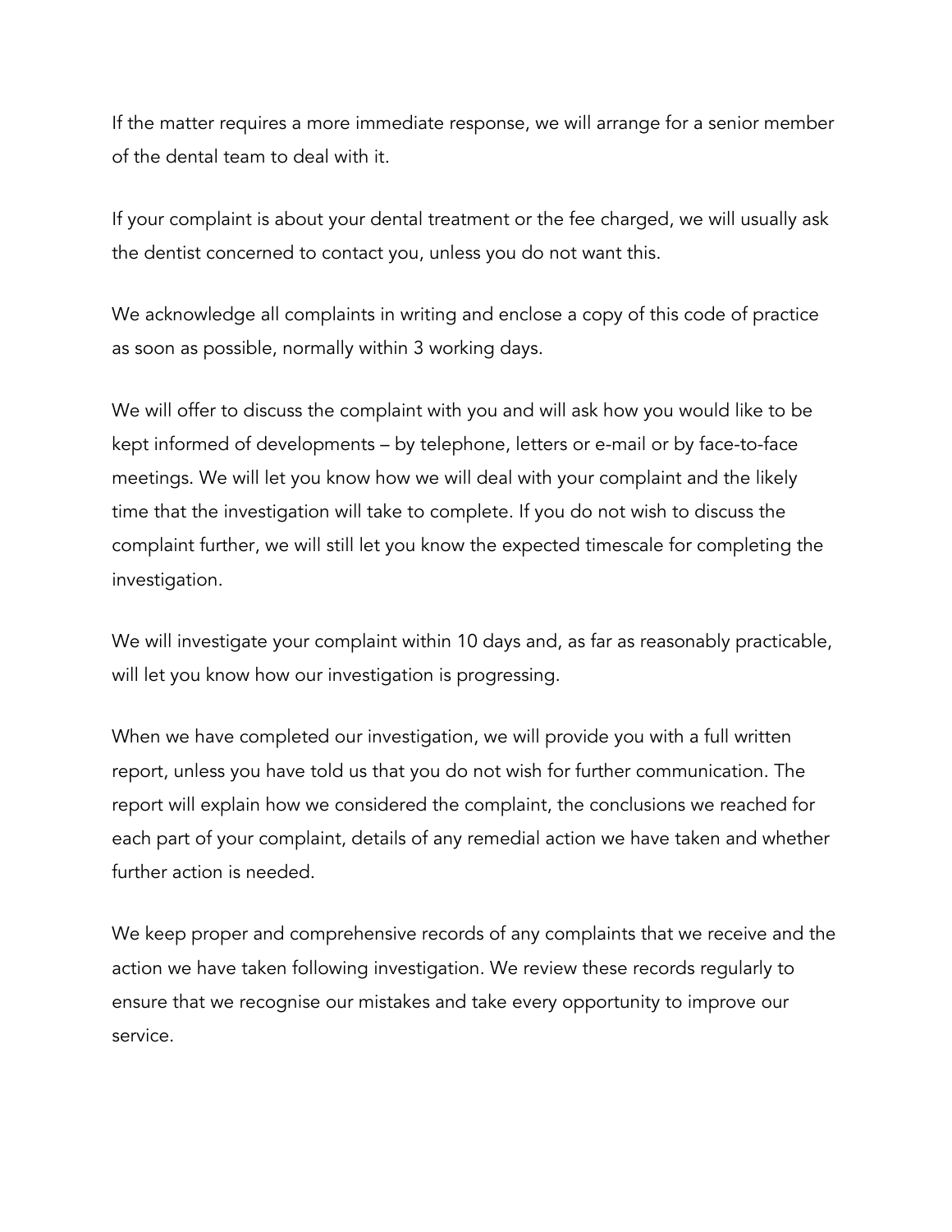If the matter requires a more immediate response, we will arrange for a senior member of the dental team to deal with it.

If your complaint is about your dental treatment or the fee charged, we will usually ask the dentist concerned to contact you, unless you do not want this.

We acknowledge all complaints in writing and enclose a copy of this code of practice as soon as possible, normally within 3 working days.

We will offer to discuss the complaint with you and will ask how you would like to be kept informed of developments – by telephone, letters or e-mail or by face-to-face meetings. We will let you know how we will deal with your complaint and the likely time that the investigation will take to complete. If you do not wish to discuss the complaint further, we will still let you know the expected timescale for completing the investigation.

We will investigate your complaint within 10 days and, as far as reasonably practicable, will let you know how our investigation is progressing.

When we have completed our investigation, we will provide you with a full written report, unless you have told us that you do not wish for further communication. The report will explain how we considered the complaint, the conclusions we reached for each part of your complaint, details of any remedial action we have taken and whether further action is needed.

We keep proper and comprehensive records of any complaints that we receive and the action we have taken following investigation. We review these records regularly to ensure that we recognise our mistakes and take every opportunity to improve our service.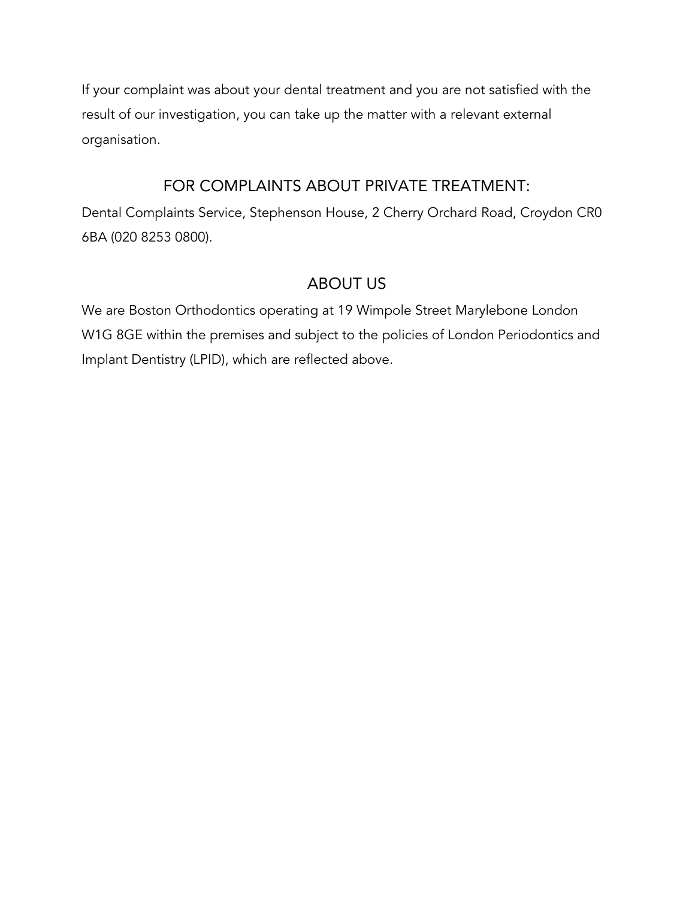If your complaint was about your dental treatment and you are not satisfied with the result of our investigation, you can take up the matter with a relevant external organisation.

## FOR COMPLAINTS ABOUT PRIVATE TREATMENT:

Dental Complaints Service, Stephenson House, 2 Cherry Orchard Road, Croydon CR0 6BA (020 8253 0800).

## ABOUT US

We are Boston Orthodontics operating at 19 Wimpole Street Marylebone London W1G 8GE within the premises and subject to the policies of London Periodontics and Implant Dentistry (LPID), which are reflected above.